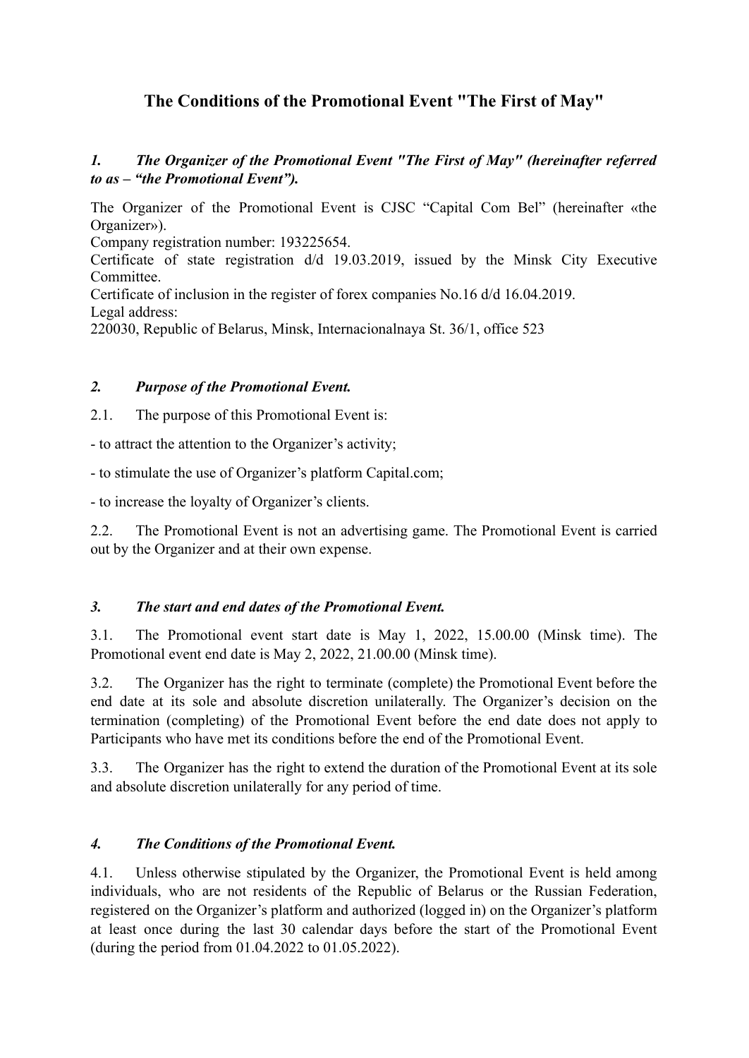# The Conditions of the Promotional Event "The First of May"

### *1. The Organizer of the Promotional Event "The First of May" (hereinafter referred to as – "the Promotional Event").*

The Organizer of the Promotional Event is CJSC "Capital Com Bel" (hereinafter «the Organizer»).
Company registration number: 193225654.
Certificate of state registration d/d 19.03.2019, issued by the Minsk City Executive Committee.
Certificate of inclusion in the register of forex companies No.16 d/d 16.04.2019.
Legal address:
220030, Republic of Belarus, Minsk, Internacionalnaya St. 36/1, office 523

### *2. Purpose of the Promotional Event.*

2.1. The purpose of this Promotional Event is:

- to attract the attention to the Organizer's activity;

- to stimulate the use of Organizer's platform Capital.com;

- to increase the loyalty of Organizer's clients.

2.2. The Promotional Event is not an advertising game. The Promotional Event is carried out by the Organizer and at their own expense.

### *3. The start and end dates of the Promotional Event.*

3.1. The Promotional event start date is May 1, 2022, 15.00.00 (Minsk time). The Promotional event end date is May 2, 2022, 21.00.00 (Minsk time).

3.2. The Organizer has the right to terminate (complete) the Promotional Event before the end date at its sole and absolute discretion unilaterally. The Organizer's decision on the termination (completing) of the Promotional Event before the end date does not apply to Participants who have met its conditions before the end of the Promotional Event.

3.3. The Organizer has the right to extend the duration of the Promotional Event at its sole and absolute discretion unilaterally for any period of time.

### *4. The Conditions of the Promotional Event.*

4.1. Unless otherwise stipulated by the Organizer, the Promotional Event is held among individuals, who are not residents of the Republic of Belarus or the Russian Federation, registered on the Organizer's platform and authorized (logged in) on the Organizer's platform at least once during the last 30 calendar days before the start of the Promotional Event (during the period from 01.04.2022 to 01.05.2022).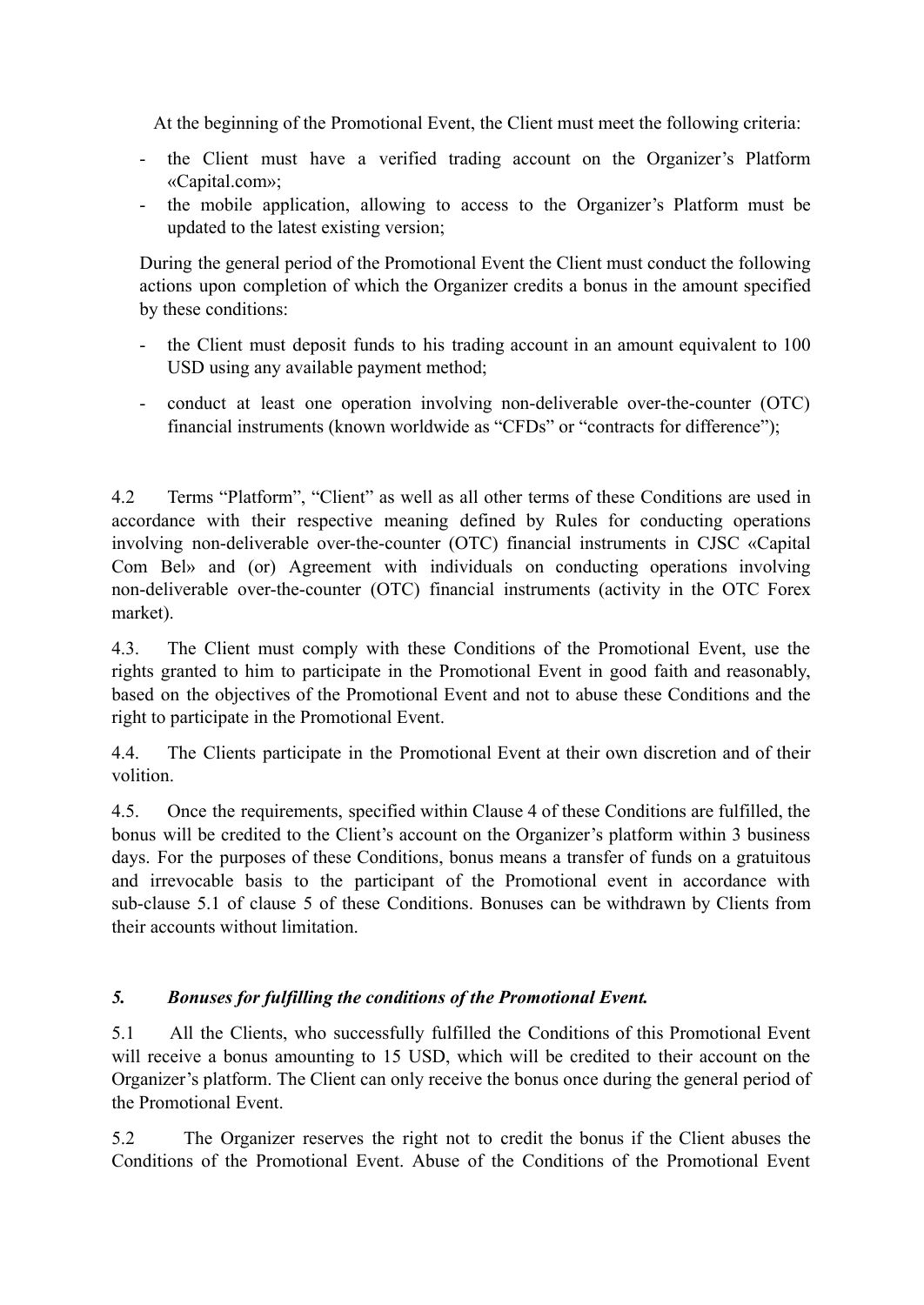At the beginning of the Promotional Event, the Client must meet the following criteria:

- the Client must have a verified trading account on the Organizer's Platform «Capital.com»;
- the mobile application, allowing to access to the Organizer's Platform must be updated to the latest existing version;

During the general period of the Promotional Event the Client must conduct the following actions upon completion of which the Organizer credits a bonus in the amount specified by these conditions:

- the Client must deposit funds to his trading account in an amount equivalent to 100 USD using any available payment method;
- conduct at least one operation involving non-deliverable over-the-counter (OTC) financial instruments (known worldwide as "CFDs" or "contracts for difference");

4.2 Terms "Platform", "Client" as well as all other terms of these Conditions are used in accordance with their respective meaning defined by Rules for conducting operations involving non-deliverable over-the-counter (OTC) financial instruments in CJSC «Capital Com Bel» and (or) Agreement with individuals on conducting operations involving non-deliverable over-the-counter (OTC) financial instruments (activity in the OTC Forex market).

4.3. The Client must comply with these Conditions of the Promotional Event, use the rights granted to him to participate in the Promotional Event in good faith and reasonably, based on the objectives of the Promotional Event and not to abuse these Conditions and the right to participate in the Promotional Event.

4.4. The Clients participate in the Promotional Event at their own discretion and of their volition.

4.5. Once the requirements, specified within Clause 4 of these Conditions are fulfilled, the bonus will be credited to the Client's account on the Organizer's platform within 3 business days. For the purposes of these Conditions, bonus means a transfer of funds on a gratuitous and irrevocable basis to the participant of the Promotional event in accordance with sub-clause 5.1 of clause 5 of these Conditions. Bonuses can be withdrawn by Clients from their accounts without limitation.

## *5. Bonuses for fulfilling the conditions of the Promotional Event.*

5.1 All the Clients, who successfully fulfilled the Conditions of this Promotional Event will receive a bonus amounting to 15 USD, which will be credited to their account on the Organizer's platform. The Client can only receive the bonus once during the general period of the Promotional Event.

5.2 The Organizer reserves the right not to credit the bonus if the Client abuses the Conditions of the Promotional Event. Abuse of the Conditions of the Promotional Event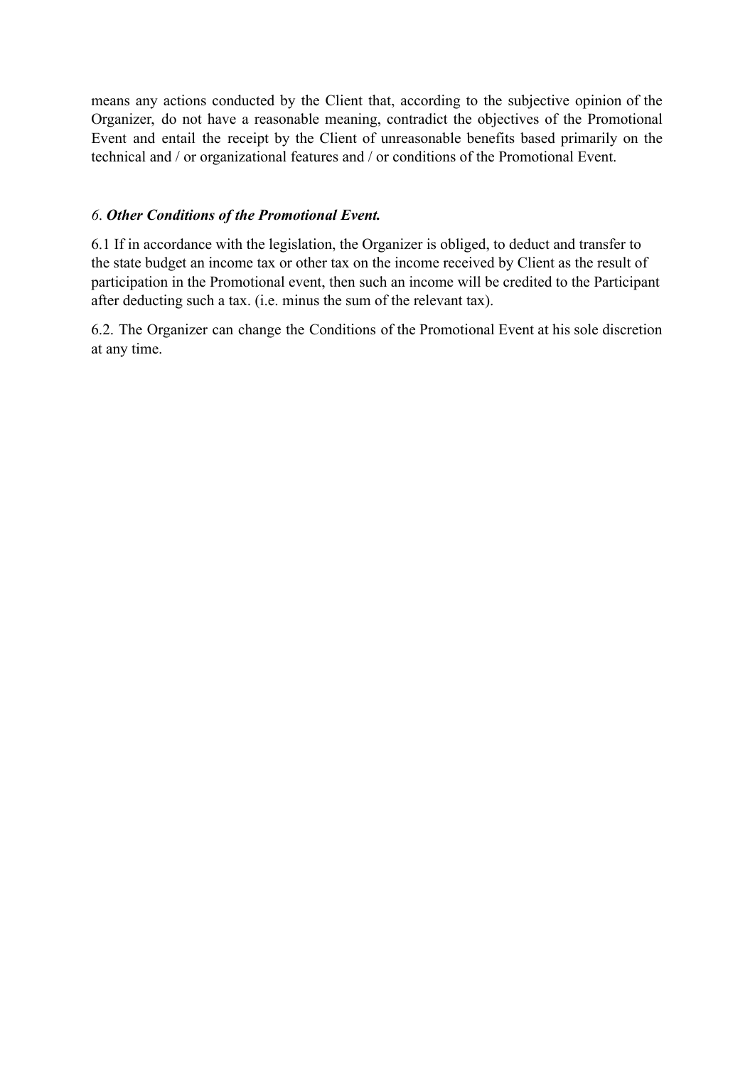means any actions conducted by the Client that, according to the subjective opinion of the Organizer, do not have a reasonable meaning, contradict the objectives of the Promotional Event and entail the receipt by the Client of unreasonable benefits based primarily on the technical and / or organizational features and / or conditions of the Promotional Event.

*6. **Other Conditions of the Promotional Event.***

6.1 If in accordance with the legislation, the Organizer is obliged, to deduct and transfer to the state budget an income tax or other tax on the income received by Client as the result of participation in the Promotional event, then such an income will be credited to the Participant after deducting such a tax. (i.e. minus the sum of the relevant tax).

6.2. The Organizer can change the Conditions of the Promotional Event at his sole discretion at any time.